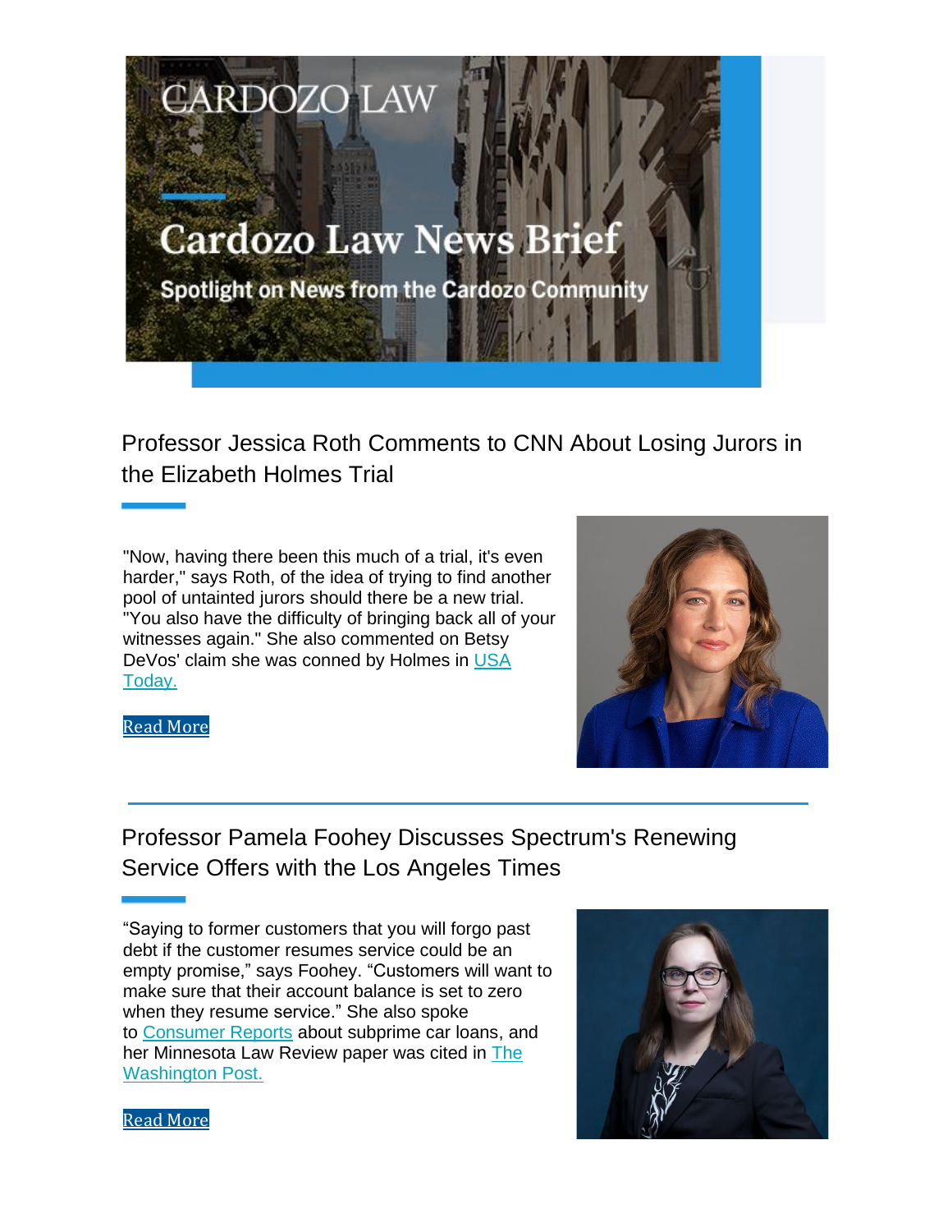CARDOZO LAW

# Cardozo Law News Brief

Spotlight on News from the Cardozo Community

## Professor Jessica Roth Comments to CNN About Losing Jurors in the Elizabeth Holmes Trial

"Now, having there been this much of a trial, it's even harder," says Roth, of the idea of trying to find another pool of untainted jurors should there be a new trial. "You also have the difficulty of bringing back all of your witnesses again." She also commented on Betsy DeVos' claim she was conned by Holmes in USA Today.

Read More

## Professor Pamela Foohey Discusses Spectrum's Renewing Service Offers with the Los Angeles Times

"Saying to former customers that you will forgo past debt if the customer resumes service could be an empty promise," says Foohey. "Customers will want to make sure that their account balance is set to zero when they resume service." She also spoke to Consumer Reports about subprime car loans, and her Minnesota Law Review paper was cited in The Washington Post.

Read More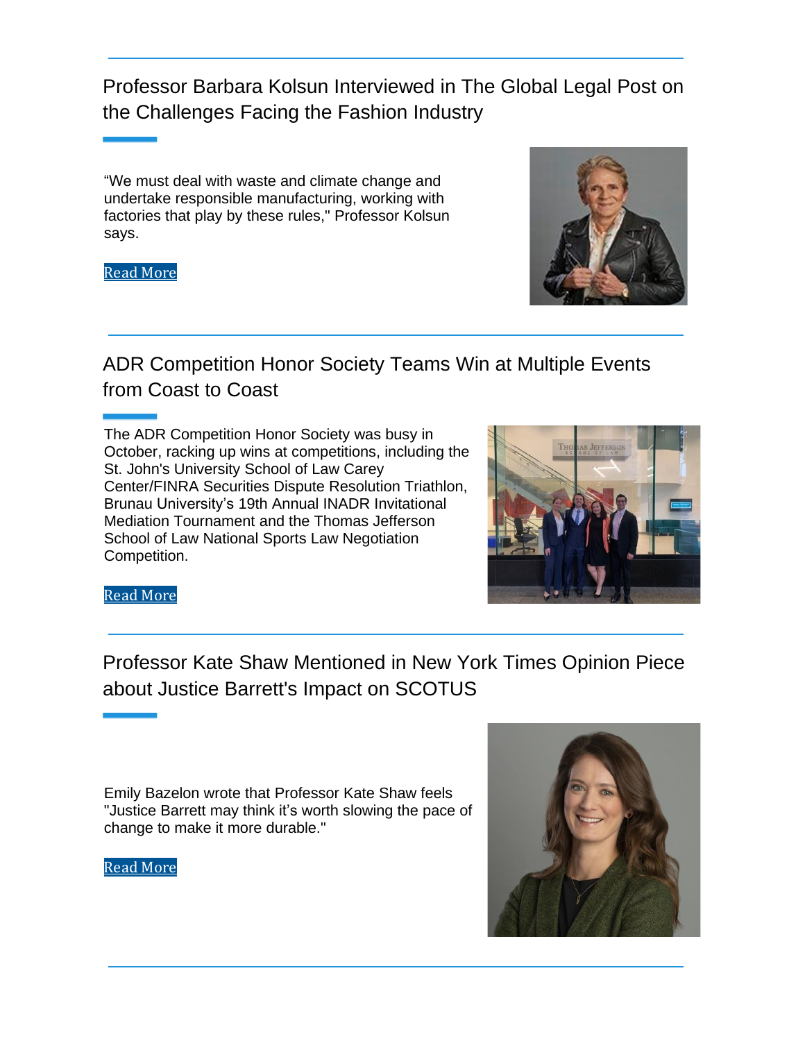## Professor Barbara Kolsun Interviewed in The Global Legal Post on the Challenges Facing the Fashion Industry

“We must deal with waste and climate change and undertake responsible manufacturing, working with factories that play by these rules," Professor Kolsun says.

Read More

## ADR Competition Honor Society Teams Win at Multiple Events from Coast to Coast

The ADR Competition Honor Society was busy in October, racking up wins at competitions, including the St. John's University School of Law Carey Center/FINRA Securities Dispute Resolution Triathlon, Brunau University’s 19th Annual INADR Invitational Mediation Tournament and the Thomas Jefferson School of Law National Sports Law Negotiation Competition.

Read More

## Professor Kate Shaw Mentioned in New York Times Opinion Piece about Justice Barrett's Impact on SCOTUS

Emily Bazelon wrote that Professor Kate Shaw feels "Justice Barrett may think it’s worth slowing the pace of change to make it more durable."

Read More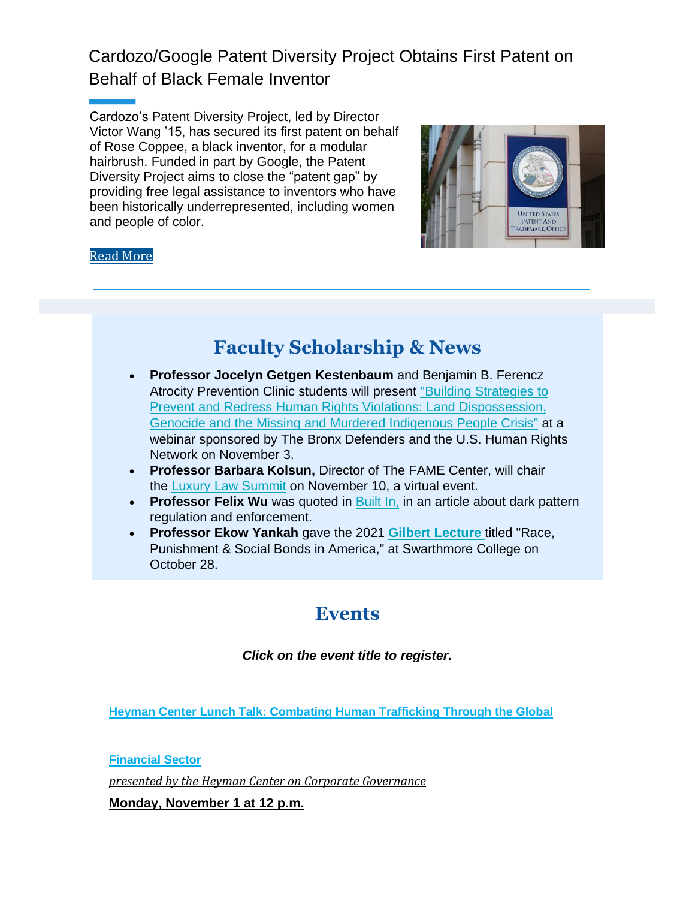## Cardozo/Google Patent Diversity Project Obtains First Patent on Behalf of Black Female Inventor

Cardozo's Patent Diversity Project, led by Director Victor Wang '15, has secured its first patent on behalf of Rose Coppee, a black inventor, for a modular hairbrush. Funded in part by Google, the Patent Diversity Project aims to close the "patent gap" by providing free legal assistance to inventors who have been historically underrepresented, including women and people of color.

Read More

---

## Faculty Scholarship & News

- **Professor Jocelyn Getgen Kestenbaum** and Benjamin B. Ferencz Atrocity Prevention Clinic students will present "Building Strategies to Prevent and Redress Human Rights Violations: Land Dispossession, Genocide and the Missing and Murdered Indigenous People Crisis" at a webinar sponsored by The Bronx Defenders and the U.S. Human Rights Network on November 3.
- **Professor Barbara Kolsun,** Director of The FAME Center, will chair the Luxury Law Summit on November 10, a virtual event.
- **Professor Felix Wu** was quoted in Built In, in an article about dark pattern regulation and enforcement.
- **Professor Ekow Yankah** gave the 2021 **Gilbert Lecture** titled "Race, Punishment & Social Bonds in America," at Swarthmore College on October 28.

## Events

***Click on the event title to register.***

**Heyman Center Lunch Talk: Combating Human Trafficking Through the Global Financial Sector**

*presented by the Heyman Center on Corporate Governance*

**Monday, November 1 at 12 p.m.**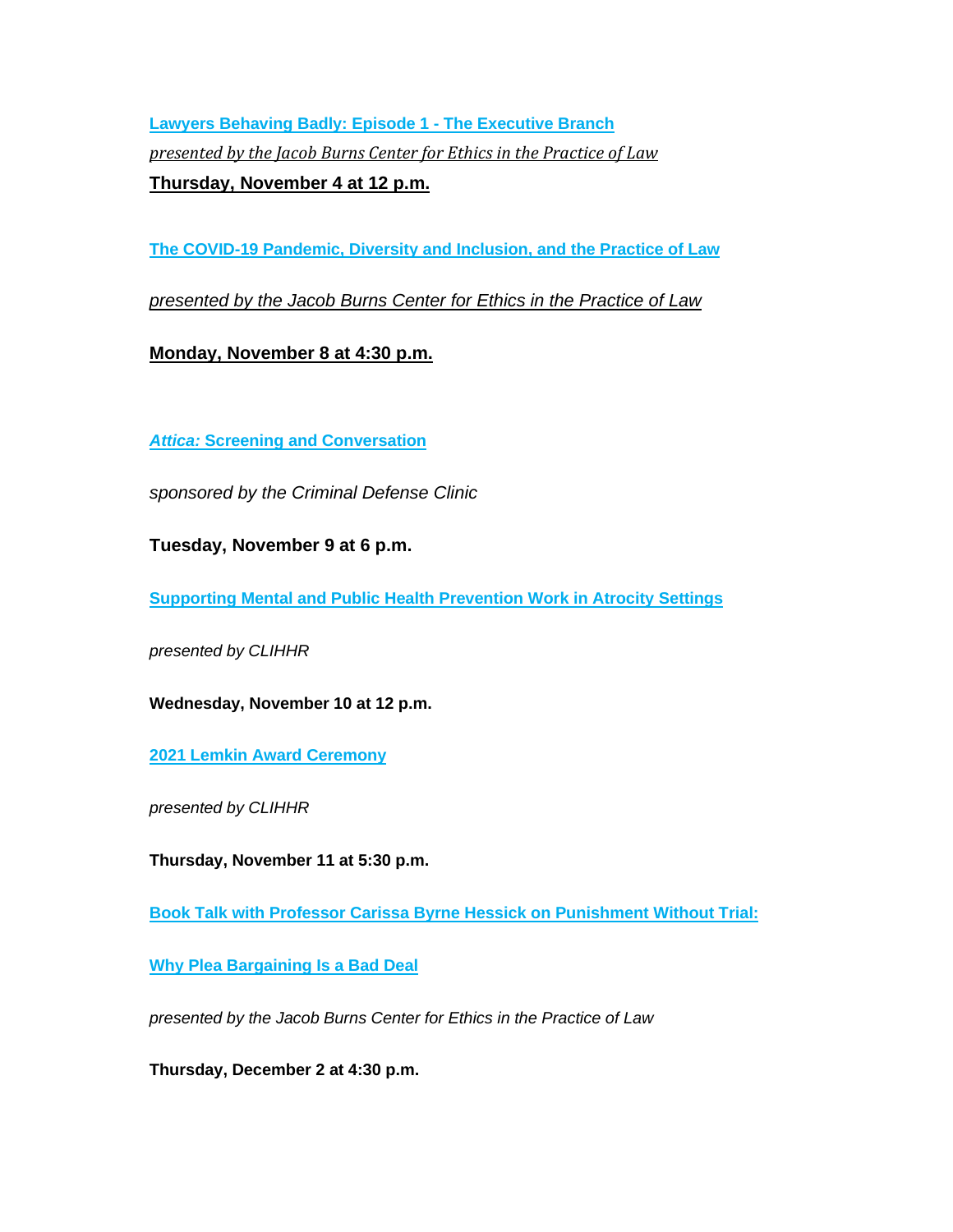**Lawyers Behaving Badly: Episode 1 - The Executive Branch**

*presented by the Jacob Burns Center for Ethics in the Practice of Law*

**Thursday, November 4 at 12 p.m.**

**The COVID-19 Pandemic, Diversity and Inclusion, and the Practice of Law**

*presented by the Jacob Burns Center for Ethics in the Practice of Law*

**Monday, November 8 at 4:30 p.m.**

***Attica:* Screening and Conversation**

*sponsored by the Criminal Defense Clinic*

**Tuesday, November 9 at 6 p.m.**

**Supporting Mental and Public Health Prevention Work in Atrocity Settings**

*presented by CLIHHR*

**Wednesday, November 10 at 12 p.m.**

**2021 Lemkin Award Ceremony**

*presented by CLIHHR*

**Thursday, November 11 at 5:30 p.m.**

**Book Talk with Professor Carissa Byrne Hessick on Punishment Without Trial: Why Plea Bargaining Is a Bad Deal**

*presented by the Jacob Burns Center for Ethics in the Practice of Law*

**Thursday, December 2 at 4:30 p.m.**